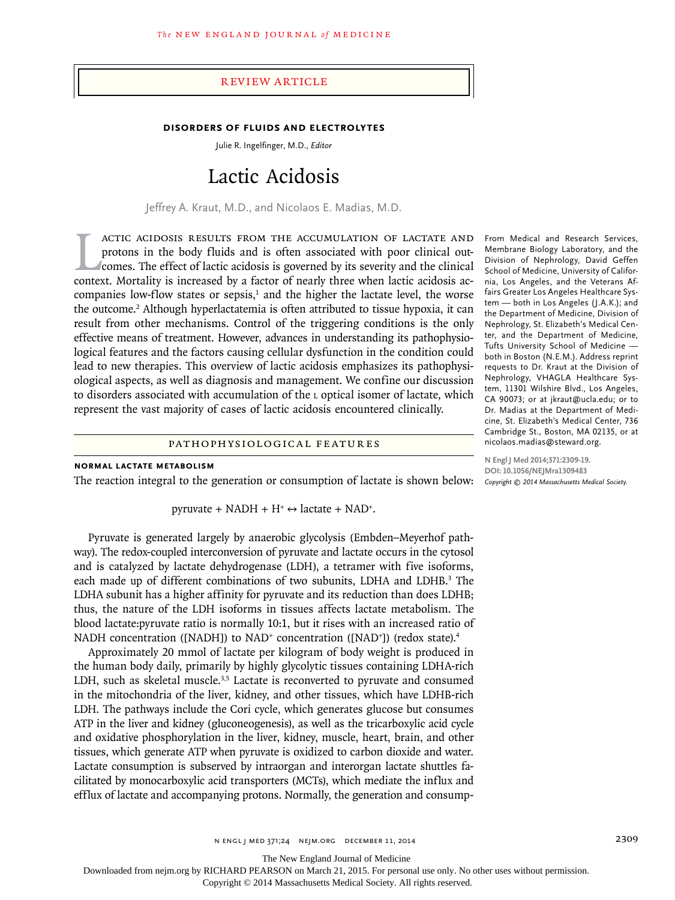REVIEW ARTICLE

**DISORDERS OF FLUIDS AND ELECTROLYTES**

Julie R. Ingelfinger, M.D., *Editor*

# Lactic Acidosis

Jeffrey A. Kraut, M.D., and Nicolaos E. Madias, M.D.

From Medical and Research Services, Membrane Biology Laboratory, and the Division of Nephrology, David Geffen School of Medicine, University of California, Los Angeles, and the Veterans Affairs Greater Los Angeles Healthcare System — both in Los Angeles (J.A.K.); and the Department of Medicine, Division of Nephrology, St. Elizabeth's Medical Center, and the Department of Medicine, Tufts University School of Medicine — both in Boston (N.E.M.). Address reprint requests to Dr. Kraut at the Division of Nephrology, VHAGLA Healthcare System, 11301 Wilshire Blvd., Los Angeles, CA 90073; or at jkraut@ucla.edu; or to Dr. Madias at the Department of Medicine, St. Elizabeth's Medical Center, 736 Cambridge St., Boston, MA 02135, or at nicolaos.madias@steward.org.

N Engl J Med 2014;371:2309-19.
DOI: 10.1056/NEJMra1309483
*Copyright © 2014 Massachusetts Medical Society.*

Lactic acidosis results from the accumulation of lactate and protons in the body fluids and is often associated with poor clinical outcomes. The effect of lactic acidosis is governed by its severity and the clinical context. Mortality is increased by a factor of nearly three when lactic acidosis accompanies low-flow states or sepsis,[1] and the higher the lactate level, the worse the outcome.[2] Although hyperlactatemia is often attributed to tissue hypoxia, it can result from other mechanisms. Control of the triggering conditions is the only effective means of treatment. However, advances in understanding its pathophysiological features and the factors causing cellular dysfunction in the condition could lead to new therapies. This overview of lactic acidosis emphasizes its pathophysiological aspects, as well as diagnosis and management. We confine our discussion to disorders associated with accumulation of the L optical isomer of lactate, which represent the vast majority of cases of lactic acidosis encountered clinically.

## PATHOPHYSIOLOGICAL FEATURES

### NORMAL LACTATE METABOLISM

The reaction integral to the generation or consumption of lactate is shown below:

$$\text{pyruvate} + \text{NADH} + \text{H}^+ \leftrightarrow \text{lactate} + \text{NAD}^+.$$

Pyruvate is generated largely by anaerobic glycolysis (Embden–Meyerhof pathway). The redox-coupled interconversion of pyruvate and lactate occurs in the cytosol and is catalyzed by lactate dehydrogenase (LDH), a tetramer with five isoforms, each made up of different combinations of two subunits, LDHA and LDHB.[3] The LDHA subunit has a higher affinity for pyruvate and its reduction than does LDHB; thus, the nature of the LDH isoforms in tissues affects lactate metabolism. The blood lactate:pyruvate ratio is normally 10:1, but it rises with an increased ratio of NADH concentration ([NADH]) to $\text{NAD}^+$ concentration ([$\text{NAD}^+$]) (redox state).[4]

Approximately 20 mmol of lactate per kilogram of body weight is produced in the human body daily, primarily by highly glycolytic tissues containing LDHA-rich LDH, such as skeletal muscle.[3,5] Lactate is reconverted to pyruvate and consumed in the mitochondria of the liver, kidney, and other tissues, which have LDHB-rich LDH. The pathways include the Cori cycle, which generates glucose but consumes ATP in the liver and kidney (gluconeogenesis), as well as the tricarboxylic acid cycle and oxidative phosphorylation in the liver, kidney, muscle, heart, brain, and other tissues, which generate ATP when pyruvate is oxidized to carbon dioxide and water. Lactate consumption is subserved by intraorgan and interorgan lactate shuttles facilitated by monocarboxylic acid transporters (MCTs), which mediate the influx and efflux of lactate and accompanying protons. Normally, the generation and consump-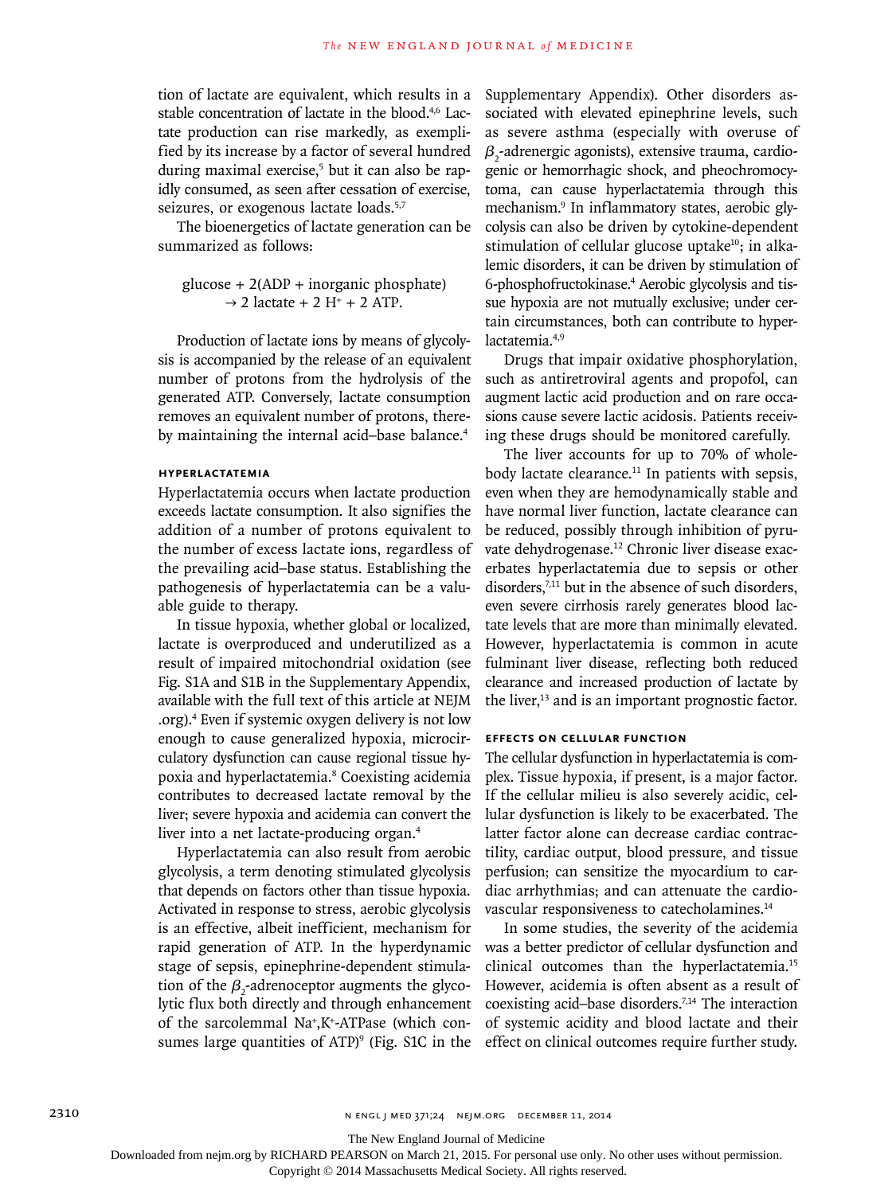tion of lactate are equivalent, which results in a stable concentration of lactate in the blood.[4,6] Lactate production can rise markedly, as exemplified by its increase by a factor of several hundred during maximal exercise,[5] but it can also be rapidly consumed, as seen after cessation of exercise, seizures, or exogenous lactate loads.[5,7]

The bioenergetics of lactate generation can be summarized as follows:

$$\text{glucose} + 2(\text{ADP} + \text{inorganic phosphate}) \rightarrow 2\ \text{lactate} + 2\ H^+ + 2\ \text{ATP}.$$

Production of lactate ions by means of glycolysis is accompanied by the release of an equivalent number of protons from the hydrolysis of the generated ATP. Conversely, lactate consumption removes an equivalent number of protons, thereby maintaining the internal acid–base balance.[4]

### Hyperlactatemia

Hyperlactatemia occurs when lactate production exceeds lactate consumption. It also signifies the addition of a number of protons equivalent to the number of excess lactate ions, regardless of the prevailing acid–base status. Establishing the pathogenesis of hyperlactatemia can be a valuable guide to therapy.

In tissue hypoxia, whether global or localized, lactate is overproduced and underutilized as a result of impaired mitochondrial oxidation (see Fig. S1A and S1B in the Supplementary Appendix, available with the full text of this article at NEJM.org).[4] Even if systemic oxygen delivery is not low enough to cause generalized hypoxia, microcirculatory dysfunction can cause regional tissue hypoxia and hyperlactatemia.[8] Coexisting acidemia contributes to decreased lactate removal by the liver; severe hypoxia and acidemia can convert the liver into a net lactate-producing organ.[4]

Hyperlactatemia can also result from aerobic glycolysis, a term denoting stimulated glycolysis that depends on factors other than tissue hypoxia. Activated in response to stress, aerobic glycolysis is an effective, albeit inefficient, mechanism for rapid generation of ATP. In the hyperdynamic stage of sepsis, epinephrine-dependent stimulation of the $\beta_2$-adrenoceptor augments the glycolytic flux both directly and through enhancement of the sarcolemmal $Na^+,K^+$-ATPase (which consumes large quantities of ATP)[9] (Fig. S1C in the Supplementary Appendix). Other disorders associated with elevated epinephrine levels, such as severe asthma (especially with overuse of $\beta_2$-adrenergic agonists), extensive trauma, cardiogenic or hemorrhagic shock, and pheochromocytoma, can cause hyperlactatemia through this mechanism.[9] In inflammatory states, aerobic glycolysis can also be driven by cytokine-dependent stimulation of cellular glucose uptake[10]; in alkalemic disorders, it can be driven by stimulation of 6-phosphofructokinase.[4] Aerobic glycolysis and tissue hypoxia are not mutually exclusive; under certain circumstances, both can contribute to hyperlactatemia.[4,9]

Drugs that impair oxidative phosphorylation, such as antiretroviral agents and propofol, can augment lactic acid production and on rare occasions cause severe lactic acidosis. Patients receiving these drugs should be monitored carefully.

The liver accounts for up to 70% of whole-body lactate clearance.[11] In patients with sepsis, even when they are hemodynamically stable and have normal liver function, lactate clearance can be reduced, possibly through inhibition of pyruvate dehydrogenase.[12] Chronic liver disease exacerbates hyperlactatemia due to sepsis or other disorders,[7,11] but in the absence of such disorders, even severe cirrhosis rarely generates blood lactate levels that are more than minimally elevated. However, hyperlactatemia is common in acute fulminant liver disease, reflecting both reduced clearance and increased production of lactate by the liver,[13] and is an important prognostic factor.

#### Effects on Cellular Function

The cellular dysfunction in hyperlactatemia is complex. Tissue hypoxia, if present, is a major factor. If the cellular milieu is also severely acidic, cellular dysfunction is likely to be exacerbated. The latter factor alone can decrease cardiac contractility, cardiac output, blood pressure, and tissue perfusion; can sensitize the myocardium to cardiac arrhythmias; and can attenuate the cardiovascular responsiveness to catecholamines.[14]

In some studies, the severity of the acidemia was a better predictor of cellular dysfunction and clinical outcomes than the hyperlactatemia.[15] However, acidemia is often absent as a result of coexisting acid–base disorders.[7,14] The interaction of systemic acidity and blood lactate and their effect on clinical outcomes require further study.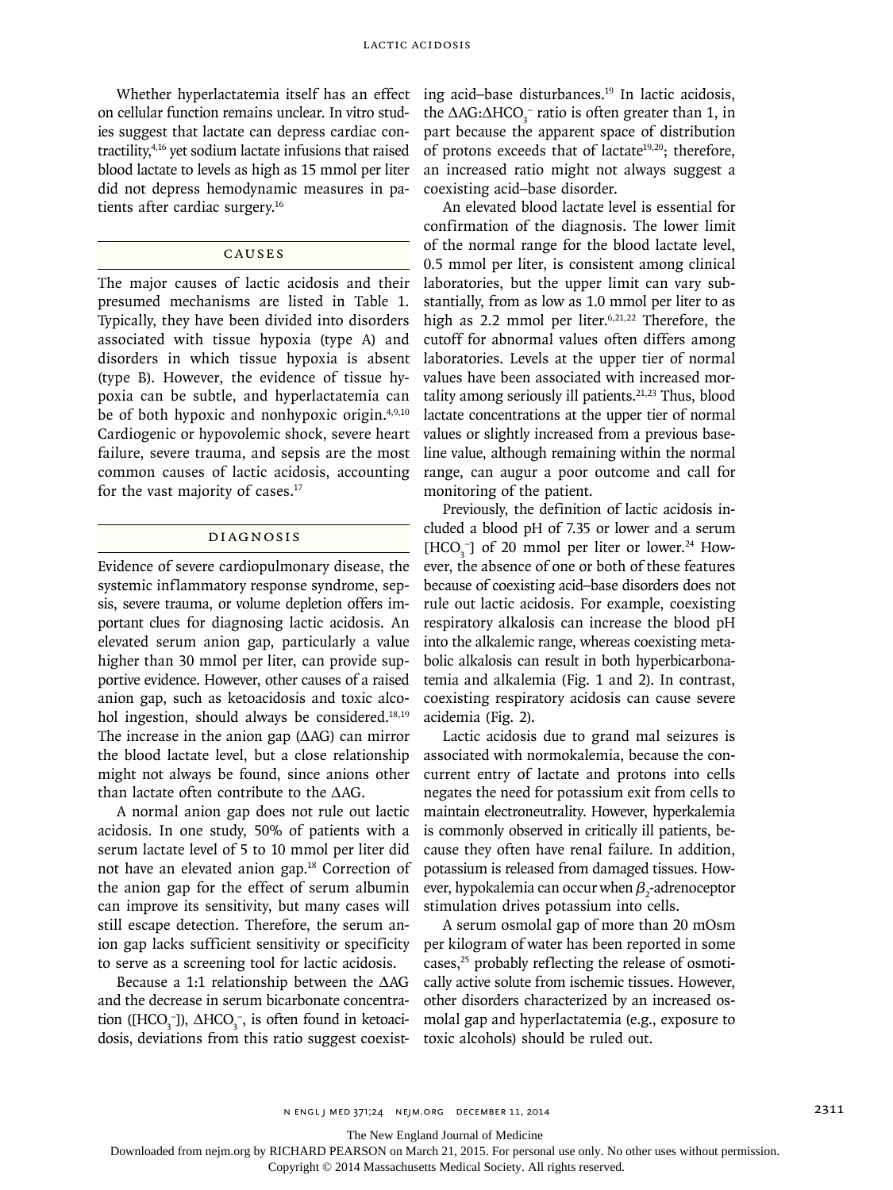Whether hyperlactatemia itself has an effect on cellular function remains unclear. In vitro studies suggest that lactate can depress cardiac contractility,[4,16] yet sodium lactate infusions that raised blood lactate to levels as high as 15 mmol per liter did not depress hemodynamic measures in patients after cardiac surgery.[16]

## CAUSES

The major causes of lactic acidosis and their presumed mechanisms are listed in Table 1. Typically, they have been divided into disorders associated with tissue hypoxia (type A) and disorders in which tissue hypoxia is absent (type B). However, the evidence of tissue hypoxia can be subtle, and hyperlactatemia can be of both hypoxic and nonhypoxic origin.[4,9,10] Cardiogenic or hypovolemic shock, severe heart failure, severe trauma, and sepsis are the most common causes of lactic acidosis, accounting for the vast majority of cases.[17]

## DIAGNOSIS

Evidence of severe cardiopulmonary disease, the systemic inflammatory response syndrome, sepsis, severe trauma, or volume depletion offers important clues for diagnosing lactic acidosis. An elevated serum anion gap, particularly a value higher than 30 mmol per liter, can provide supportive evidence. However, other causes of a raised anion gap, such as ketoacidosis and toxic alcohol ingestion, should always be considered.[18,19] The increase in the anion gap (ΔAG) can mirror the blood lactate level, but a close relationship might not always be found, since anions other than lactate often contribute to the ΔAG.

A normal anion gap does not rule out lactic acidosis. In one study, 50% of patients with a serum lactate level of 5 to 10 mmol per liter did not have an elevated anion gap.[18] Correction of the anion gap for the effect of serum albumin can improve its sensitivity, but many cases will still escape detection. Therefore, the serum anion gap lacks sufficient sensitivity or specificity to serve as a screening tool for lactic acidosis.

Because a 1:1 relationship between the ΔAG and the decrease in serum bicarbonate concentration ($[HCO_3^-]$), $\Delta HCO_3^-$, is often found in ketoacidosis, deviations from this ratio suggest coexisting acid–base disturbances.[19] In lactic acidosis, the $\Delta AG:\Delta HCO_3^-$ ratio is often greater than 1, in part because the apparent space of distribution of protons exceeds that of lactate[19,20]; therefore, an increased ratio might not always suggest a coexisting acid–base disorder.

An elevated blood lactate level is essential for confirmation of the diagnosis. The lower limit of the normal range for the blood lactate level, 0.5 mmol per liter, is consistent among clinical laboratories, but the upper limit can vary substantially, from as low as 1.0 mmol per liter to as high as 2.2 mmol per liter.[6,21,22] Therefore, the cutoff for abnormal values often differs among laboratories. Levels at the upper tier of normal values have been associated with increased mortality among seriously ill patients.[21,23] Thus, blood lactate concentrations at the upper tier of normal values or slightly increased from a previous baseline value, although remaining within the normal range, can augur a poor outcome and call for monitoring of the patient.

Previously, the definition of lactic acidosis included a blood pH of 7.35 or lower and a serum $[HCO_3^-]$ of 20 mmol per liter or lower.[24] However, the absence of one or both of these features because of coexisting acid–base disorders does not rule out lactic acidosis. For example, coexisting respiratory alkalosis can increase the blood pH into the alkalemic range, whereas coexisting metabolic alkalosis can result in both hyperbicarbonatemia and alkalemia (Fig. 1 and 2). In contrast, coexisting respiratory acidosis can cause severe acidemia (Fig. 2).

Lactic acidosis due to grand mal seizures is associated with normokalemia, because the concurrent entry of lactate and protons into cells negates the need for potassium exit from cells to maintain electroneutrality. However, hyperkalemia is commonly observed in critically ill patients, because they often have renal failure. In addition, potassium is released from damaged tissues. However, hypokalemia can occur when $\beta_2$-adrenoceptor stimulation drives potassium into cells.

A serum osmolal gap of more than 20 mOsm per kilogram of water has been reported in some cases,[25] probably reflecting the release of osmotically active solute from ischemic tissues. However, other disorders characterized by an increased osmolal gap and hyperlactatemia (e.g., exposure to toxic alcohols) should be ruled out.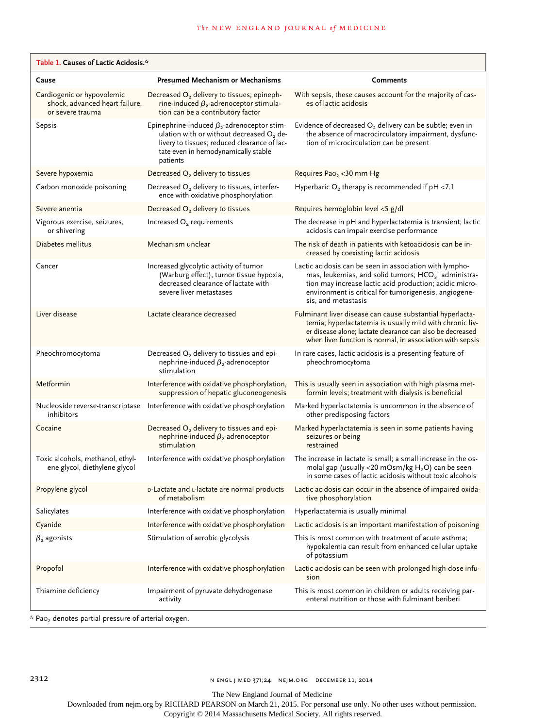**Table 1. Causes of Lactic Acidosis.***

| Cause | Presumed Mechanism or Mechanisms | Comments |
|---|---|---|
| Cardiogenic or hypovolemic shock, advanced heart failure, or severe trauma | Decreased $O_2$ delivery to tissues; epinephrine-induced $\beta_2$-adrenoceptor stimulation can be a contributory factor | With sepsis, these causes account for the majority of cases of lactic acidosis |
| Sepsis | Epinephrine-induced $\beta_2$-adrenoceptor stimulation with or without decreased $O_2$ delivery to tissues; reduced clearance of lactate even in hemodynamically stable patients | Evidence of decreased $O_2$ delivery can be subtle; even in the absence of macrocirculatory impairment, dysfunction of microcirculation can be present |
| Severe hypoxemia | Decreased $O_2$ delivery to tissues | Requires $Pa_{O_2}$ <30 mm Hg |
| Carbon monoxide poisoning | Decreased $O_2$ delivery to tissues, interference with oxidative phosphorylation | Hyperbaric $O_2$ therapy is recommended if pH <7.1 |
| Severe anemia | Decreased $O_2$ delivery to tissues | Requires hemoglobin level <5 g/dl |
| Vigorous exercise, seizures, or shivering | Increased $O_2$ requirements | The decrease in pH and hyperlactatemia is transient; lactic acidosis can impair exercise performance |
| Diabetes mellitus | Mechanism unclear | The risk of death in patients with ketoacidosis can be increased by coexisting lactic acidosis |
| Cancer | Increased glycolytic activity of tumor (Warburg effect), tumor tissue hypoxia, decreased clearance of lactate with severe liver metastases | Lactic acidosis can be seen in association with lymphomas, leukemias, and solid tumors; $HCO_3^-$ administration may increase lactic acid production; acidic microenvironment is critical for tumorigenesis, angiogenesis, and metastasis |
| Liver disease | Lactate clearance decreased | Fulminant liver disease can cause substantial hyperlactatemia; hyperlactatemia is usually mild with chronic liver disease alone; lactate clearance can also be decreased when liver function is normal, in association with sepsis |
| Pheochromocytoma | Decreased $O_2$ delivery to tissues and epinephrine-induced $\beta_2$-adrenoceptor stimulation | In rare cases, lactic acidosis is a presenting feature of pheochromocytoma |
| Metformin | Interference with oxidative phosphorylation, suppression of hepatic gluconeogenesis | This is usually seen in association with high plasma metformin levels; treatment with dialysis is beneficial |
| Nucleoside reverse-transcriptase inhibitors | Interference with oxidative phosphorylation | Marked hyperlactatemia is uncommon in the absence of other predisposing factors |
| Cocaine | Decreased $O_2$ delivery to tissues and epinephrine-induced $\beta_2$-adrenoceptor stimulation | Marked hyperlactatemia is seen in some patients having seizures or being restrained |
| Toxic alcohols, methanol, ethylene glycol, diethylene glycol | Interference with oxidative phosphorylation | The increase in lactate is small; a small increase in the osmolal gap (usually <20 mOsm/kg $H_2O$) can be seen in some cases of lactic acidosis without toxic alcohols |
| Propylene glycol | D-Lactate and L-lactate are normal products of metabolism | Lactic acidosis can occur in the absence of impaired oxidative phosphorylation |
| Salicylates | Interference with oxidative phosphorylation | Hyperlactatemia is usually minimal |
| Cyanide | Interference with oxidative phosphorylation | Lactic acidosis is an important manifestation of poisoning |
| $\beta_2$ agonists | Stimulation of aerobic glycolysis | This is most common with treatment of acute asthma; hypokalemia can result from enhanced cellular uptake of potassium |
| Propofol | Interference with oxidative phosphorylation | Lactic acidosis can be seen with prolonged high-dose infusion |
| Thiamine deficiency | Impairment of pyruvate dehydrogenase activity | This is most common in children or adults receiving parenteral nutrition or those with fulminant beriberi |

\* $Pa_{O_2}$ denotes partial pressure of arterial oxygen.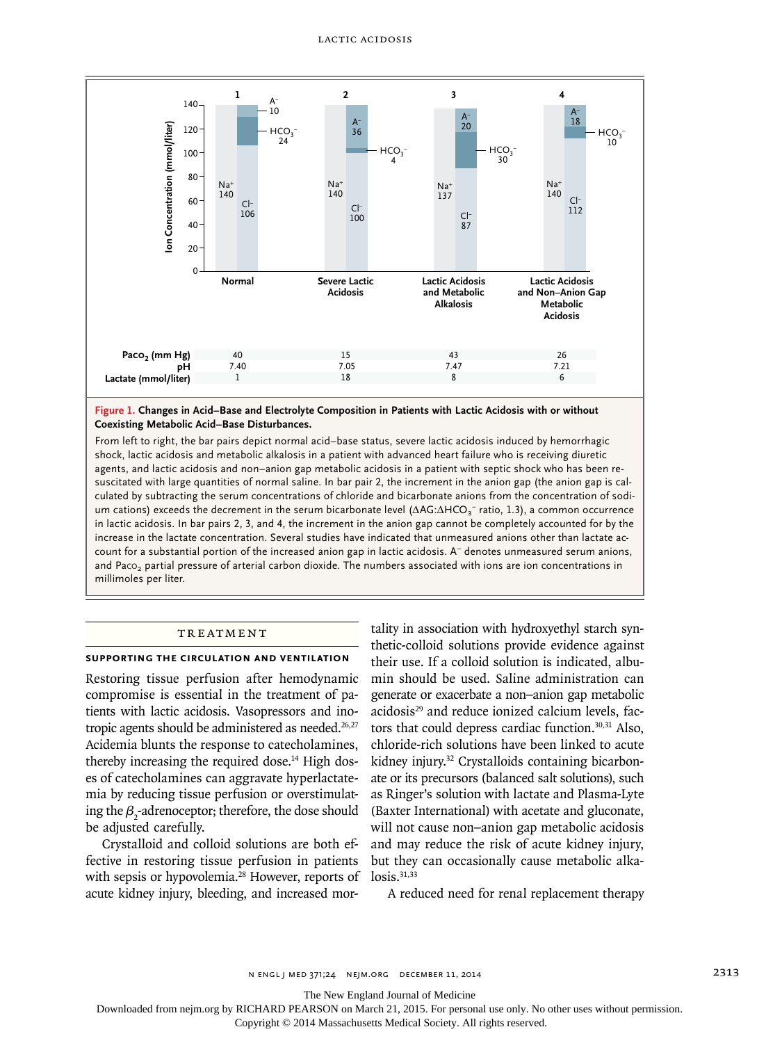| | Normal | Severe Lactic Acidosis | Lactic Acidosis and Metabolic Alkalosis | Lactic Acidosis and Non–Anion Gap Metabolic Acidosis |
|---|---|---|---|---|
| $Na^+$ (mmol/liter) | 140 | 140 | 137 | 140 |
| $Cl^-$ (mmol/liter) | 106 | 100 | 87 | 112 |
| $HCO_3^-$ (mmol/liter) | 24 | 4 | 30 | 10 |
| $A^-$ (mmol/liter) | 10 | 36 | 20 | 18 |
| $Paco_2$ (mm Hg) | 40 | 15 | 43 | 26 |
| pH | 7.40 | 7.05 | 7.47 | 7.21 |
| Lactate (mmol/liter) | 1 | 18 | 8 | 6 |

**Figure 1. Changes in Acid–Base and Electrolyte Composition in Patients with Lactic Acidosis with or without Coexisting Metabolic Acid–Base Disturbances.**

From left to right, the bar pairs depict normal acid–base status, severe lactic acidosis induced by hemorrhagic shock, lactic acidosis and metabolic alkalosis in a patient with advanced heart failure who is receiving diuretic agents, and lactic acidosis and non–anion gap metabolic acidosis in a patient with septic shock who has been resuscitated with large quantities of normal saline. In bar pair 2, the increment in the anion gap (the anion gap is calculated by subtracting the serum concentrations of chloride and bicarbonate anions from the concentration of sodium cations) exceeds the decrement in the serum bicarbonate level ($\Delta AG:\Delta HCO_3^-$ ratio, 1.3), a common occurrence in lactic acidosis. In bar pairs 2, 3, and 4, the increment in the anion gap cannot be completely accounted for by the increase in the lactate concentration. Several studies have indicated that unmeasured anions other than lactate account for a substantial portion of the increased anion gap in lactic acidosis. $A^-$ denotes unmeasured serum anions, and $Paco_2$ partial pressure of arterial carbon dioxide. The numbers associated with ions are ion concentrations in millimoles per liter.

## TREATMENT

### SUPPORTING THE CIRCULATION AND VENTILATION

Restoring tissue perfusion after hemodynamic compromise is essential in the treatment of patients with lactic acidosis. Vasopressors and inotropic agents should be administered as needed.[26,27] Acidemia blunts the response to catecholamines, thereby increasing the required dose.[14] High doses of catecholamines can aggravate hyperlactatemia by reducing tissue perfusion or overstimulating the $\beta_2$-adrenoceptor; therefore, the dose should be adjusted carefully.

Crystalloid and colloid solutions are both effective in restoring tissue perfusion in patients with sepsis or hypovolemia.[28] However, reports of acute kidney injury, bleeding, and increased mortality in association with hydroxyethyl starch synthetic-colloid solutions provide evidence against their use. If a colloid solution is indicated, albumin should be used. Saline administration can generate or exacerbate a non–anion gap metabolic acidosis[29] and reduce ionized calcium levels, factors that could depress cardiac function.[30,31] Also, chloride-rich solutions have been linked to acute kidney injury.[32] Crystalloids containing bicarbonate or its precursors (balanced salt solutions), such as Ringer's solution with lactate and Plasma-Lyte (Baxter International) with acetate and gluconate, will not cause non–anion gap metabolic acidosis and may reduce the risk of acute kidney injury, but they can occasionally cause metabolic alkalosis.[31,33]

A reduced need for renal replacement therapy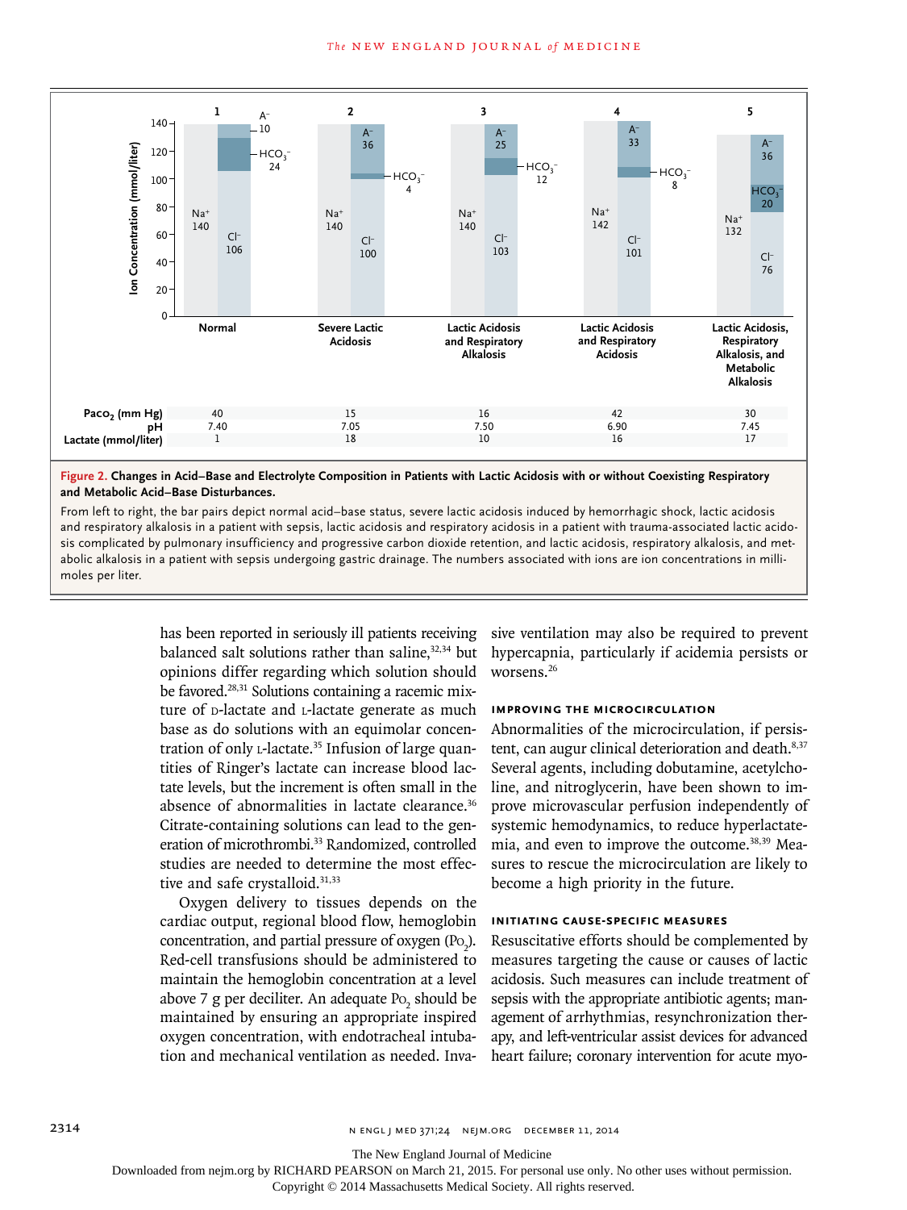| | 1 Normal | 2 Severe Lactic Acidosis | 3 Lactic Acidosis and Respiratory Alkalosis | 4 Lactic Acidosis and Respiratory Acidosis | 5 Lactic Acidosis, Respiratory Alkalosis, and Metabolic Alkalosis |
|---|---|---|---|---|---|
| $Na^+$ | 140 | 140 | 140 | 142 | 132 |
| $Cl^-$ | 106 | 100 | 103 | 101 | 76 |
| $HCO_3^-$ | 24 | 4 | 12 | 8 | 20 |
| $A^-$ | 10 | 36 | 25 | 33 | 36 |
| $Paco_2$ (mm Hg) | 40 | 15 | 16 | 42 | 30 |
| pH | 7.40 | 7.05 | 7.50 | 6.90 | 7.45 |
| Lactate (mmol/liter) | 1 | 18 | 10 | 16 | 17 |

**Figure 2. Changes in Acid–Base and Electrolyte Composition in Patients with Lactic Acidosis with or without Coexisting Respiratory and Metabolic Acid–Base Disturbances.**

From left to right, the bar pairs depict normal acid–base status, severe lactic acidosis induced by hemorrhagic shock, lactic acidosis and respiratory alkalosis in a patient with sepsis, lactic acidosis and respiratory acidosis in a patient with trauma-associated lactic acidosis complicated by pulmonary insufficiency and progressive carbon dioxide retention, and lactic acidosis, respiratory alkalosis, and metabolic alkalosis in a patient with sepsis undergoing gastric drainage. The numbers associated with ions are ion concentrations in millimoles per liter.

has been reported in seriously ill patients receiving balanced salt solutions rather than saline,[32,34] but opinions differ regarding which solution should be favored.[28,31] Solutions containing a racemic mixture of D-lactate and L-lactate generate as much base as do solutions with an equimolar concentration of only L-lactate.[35] Infusion of large quantities of Ringer's lactate can increase blood lactate levels, but the increment is often small in the absence of abnormalities in lactate clearance.[36] Citrate-containing solutions can lead to the generation of microthrombi.[33] Randomized, controlled studies are needed to determine the most effective and safe crystalloid.[31,33]

Oxygen delivery to tissues depends on the cardiac output, regional blood flow, hemoglobin concentration, and partial pressure of oxygen ($Po_2$). Red-cell transfusions should be administered to maintain the hemoglobin concentration at a level above 7 g per deciliter. An adequate $Po_2$ should be maintained by ensuring an appropriate inspired oxygen concentration, with endotracheal intubation and mechanical ventilation as needed. Invasive ventilation may also be required to prevent hypercapnia, particularly if acidemia persists or worsens.[26]

#### IMPROVING THE MICROCIRCULATION

Abnormalities of the microcirculation, if persistent, can augur clinical deterioration and death.[8,37] Several agents, including dobutamine, acetylcholine, and nitroglycerin, have been shown to improve microvascular perfusion independently of systemic hemodynamics, to reduce hyperlactatemia, and even to improve the outcome.[38,39] Measures to rescue the microcirculation are likely to become a high priority in the future.

#### INITIATING CAUSE-SPECIFIC MEASURES

Resuscitative efforts should be complemented by measures targeting the cause or causes of lactic acidosis. Such measures can include treatment of sepsis with the appropriate antibiotic agents; management of arrhythmias, resynchronization therapy, and left-ventricular assist devices for advanced heart failure; coronary intervention for acute myo-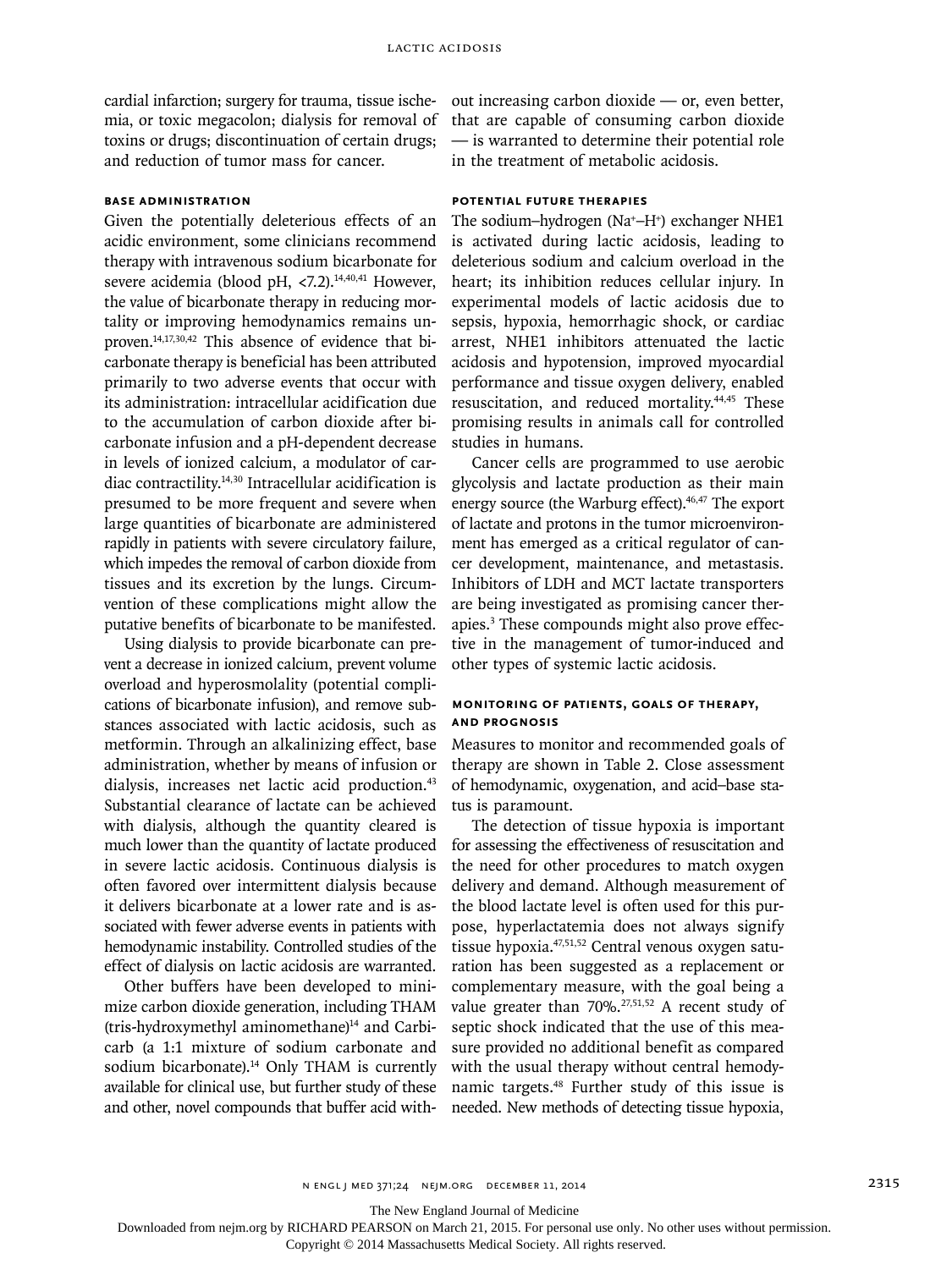cardial infarction; surgery for trauma, tissue ischemia, or toxic megacolon; dialysis for removal of toxins or drugs; discontinuation of certain drugs; and reduction of tumor mass for cancer.

### BASE ADMINISTRATION

Given the potentially deleterious effects of an acidic environment, some clinicians recommend therapy with intravenous sodium bicarbonate for severe acidemia (blood pH, <7.2).[14,40,41] However, the value of bicarbonate therapy in reducing mortality or improving hemodynamics remains unproven.[14,17,30,42] This absence of evidence that bicarbonate therapy is beneficial has been attributed primarily to two adverse events that occur with its administration: intracellular acidification due to the accumulation of carbon dioxide after bicarbonate infusion and a pH-dependent decrease in levels of ionized calcium, a modulator of cardiac contractility.[14,30] Intracellular acidification is presumed to be more frequent and severe when large quantities of bicarbonate are administered rapidly in patients with severe circulatory failure, which impedes the removal of carbon dioxide from tissues and its excretion by the lungs. Circumvention of these complications might allow the putative benefits of bicarbonate to be manifested.

Using dialysis to provide bicarbonate can prevent a decrease in ionized calcium, prevent volume overload and hyperosmolality (potential complications of bicarbonate infusion), and remove substances associated with lactic acidosis, such as metformin. Through an alkalinizing effect, base administration, whether by means of infusion or dialysis, increases net lactic acid production.[43] Substantial clearance of lactate can be achieved with dialysis, although the quantity cleared is much lower than the quantity of lactate produced in severe lactic acidosis. Continuous dialysis is often favored over intermittent dialysis because it delivers bicarbonate at a lower rate and is associated with fewer adverse events in patients with hemodynamic instability. Controlled studies of the effect of dialysis on lactic acidosis are warranted.

Other buffers have been developed to minimize carbon dioxide generation, including THAM (tris-hydroxymethyl aminomethane)[14] and Carbicarb (a 1:1 mixture of sodium carbonate and sodium bicarbonate).[14] Only THAM is currently available for clinical use, but further study of these and other, novel compounds that buffer acid without increasing carbon dioxide — or, even better, that are capable of consuming carbon dioxide — is warranted to determine their potential role in the treatment of metabolic acidosis.

### POTENTIAL FUTURE THERAPIES

The sodium–hydrogen ($Na^+$–$H^+$) exchanger NHE1 is activated during lactic acidosis, leading to deleterious sodium and calcium overload in the heart; its inhibition reduces cellular injury. In experimental models of lactic acidosis due to sepsis, hypoxia, hemorrhagic shock, or cardiac arrest, NHE1 inhibitors attenuated the lactic acidosis and hypotension, improved myocardial performance and tissue oxygen delivery, enabled resuscitation, and reduced mortality.[44,45] These promising results in animals call for controlled studies in humans.

Cancer cells are programmed to use aerobic glycolysis and lactate production as their main energy source (the Warburg effect).[46,47] The export of lactate and protons in the tumor microenvironment has emerged as a critical regulator of cancer development, maintenance, and metastasis. Inhibitors of LDH and MCT lactate transporters are being investigated as promising cancer therapies.[3] These compounds might also prove effective in the management of tumor-induced and other types of systemic lactic acidosis.

### MONITORING OF PATIENTS, GOALS OF THERAPY, AND PROGNOSIS

Measures to monitor and recommended goals of therapy are shown in Table 2. Close assessment of hemodynamic, oxygenation, and acid–base status is paramount.

The detection of tissue hypoxia is important for assessing the effectiveness of resuscitation and the need for other procedures to match oxygen delivery and demand. Although measurement of the blood lactate level is often used for this purpose, hyperlactatemia does not always signify tissue hypoxia.[47,51,52] Central venous oxygen saturation has been suggested as a replacement or complementary measure, with the goal being a value greater than 70%.[27,51,52] A recent study of septic shock indicated that the use of this measure provided no additional benefit as compared with the usual therapy without central hemodynamic targets.[48] Further study of this issue is needed. New methods of detecting tissue hypoxia,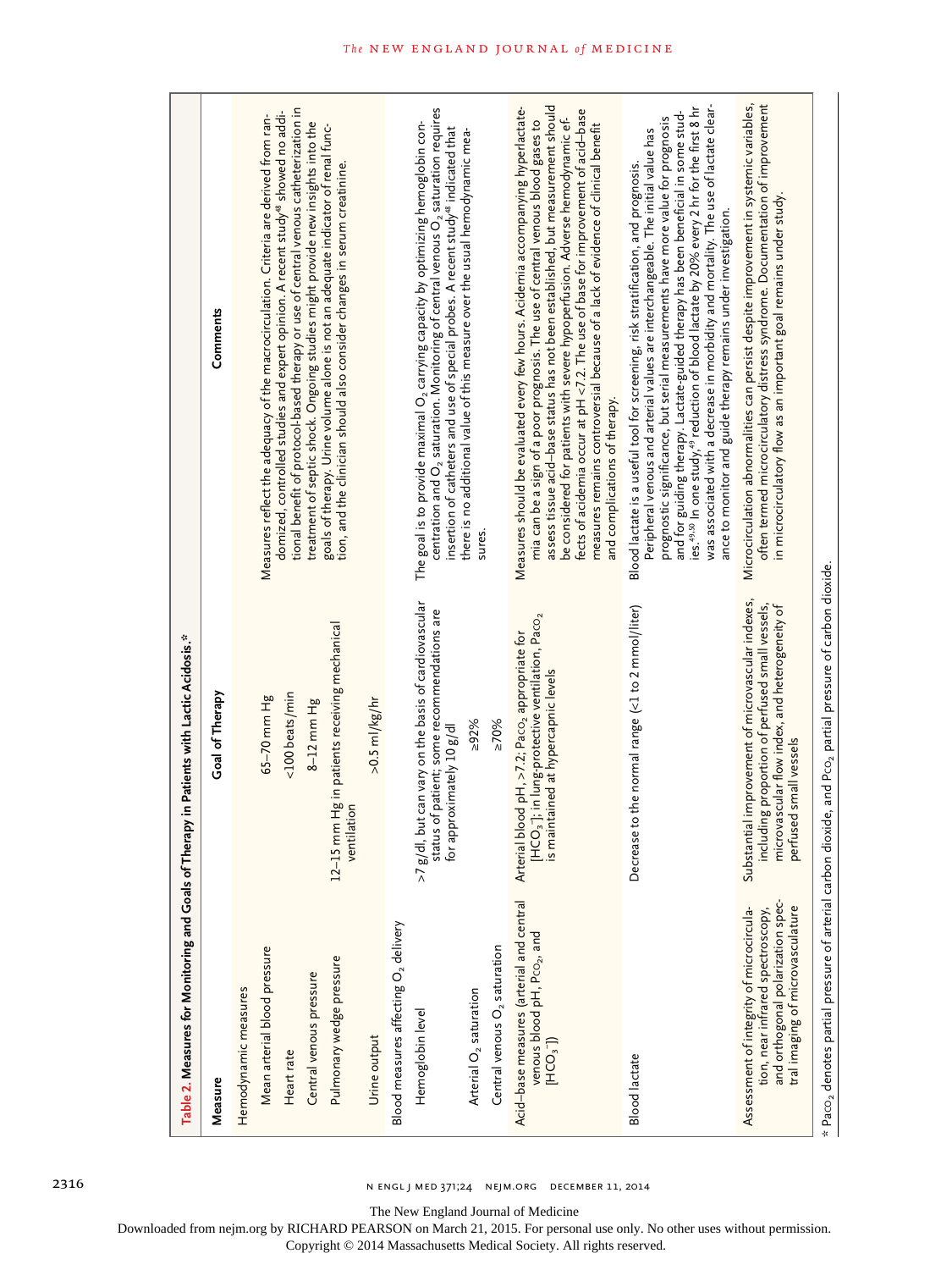**Table 2. Measures for Monitoring and Goals of Therapy in Patients with Lactic Acidosis.***

| Measure | Goal of Therapy | Comments |
|---|---|---|
| Hemodynamic measures | | Measures reflect the adequacy of the macrocirculation. Criteria are derived from randomized, controlled studies and expert opinion. A recent study[48] showed no additional benefit of protocol-based therapy or use of central venous catheterization in treatment of septic shock. Ongoing studies might provide new insights into the goals of therapy. Urine volume alone is not an adequate indicator of renal function, and the clinician should also consider changes in serum creatinine. |
| Mean arterial blood pressure | 65–70 mm Hg | |
| Heart rate | <100 beats/min | |
| Central venous pressure | 8–12 mm Hg | |
| Pulmonary wedge pressure | 12–15 mm Hg in patients receiving mechanical ventilation | |
| Urine output | >0.5 ml/kg/hr | |
| Blood measures affecting $O_2$ delivery | | |
| Hemoglobin level | >7 g/dl, but can vary on the basis of cardiovascular status of patient; some recommendations are for approximately 10 g/dl | The goal is to provide maximal $O_2$ carrying capacity by optimizing hemoglobin concentration and $O_2$ saturation. Monitoring of central venous $O_2$ saturation requires insertion of catheters and use of special probes. A recent study[48] indicated that there is no additional value of this measure over the usual hemodynamic measures. |
| Arterial $O_2$ saturation | ≥92% | |
| Central venous $O_2$ saturation | ≥70% | |
| Acid–base measures (arterial and central venous blood pH, $P_{CO_2}$, and $[HCO_3^-]$) | Arterial blood pH, >7.2; $Pa_{CO_2}$ appropriate for $[HCO_3^-]$; in lung-protective ventilation, $Pa_{CO_2}$ is maintained at hypercapnic levels | Measures should be evaluated every few hours. Acidemia accompanying hyperlactatemia can be a sign of a poor prognosis. The use of central venous blood gases to assess tissue acid–base status has not been established, but measurement should be considered for patients with severe hypoperfusion. Adverse hemodynamic effects of acidemia occur at pH <7.2. The use of base for improvement of acid–base measures remains controversial because of a lack of evidence of clinical benefit and complications of therapy. |
| Blood lactate | Decrease to the normal range (<1 to 2 mmol/liter) | Blood lactate is a useful tool for screening, risk stratification, and prognosis. Peripheral venous and arterial values are interchangeable. The initial value has prognostic significance, but serial measurements have more value for prognosis and for guiding therapy. Lactate-guided therapy has been beneficial in some studies.[49,50] In one study,[49] reduction of blood lactate by 20% every 2 hr for the first 8 hr was associated with a decrease in morbidity and mortality. The use of lactate clearance to monitor and guide therapy remains under investigation. |
| Assessment of integrity of microcirculation, near infrared spectroscopy, and orthogonal polarization spectral imaging of microvasculature | Substantial improvement of microvascular indexes, including proportion of perfused small vessels, microvascular flow index, and heterogeneity of perfused small vessels | Microcirculation abnormalities can persist despite improvement in systemic variables, often termed microcirculatory distress syndrome. Documentation of improvement in microcirculatory flow as an important goal remains under study. |

* $Pa_{CO_2}$ denotes partial pressure of arterial carbon dioxide, and $P_{CO_2}$ partial pressure of carbon dioxide.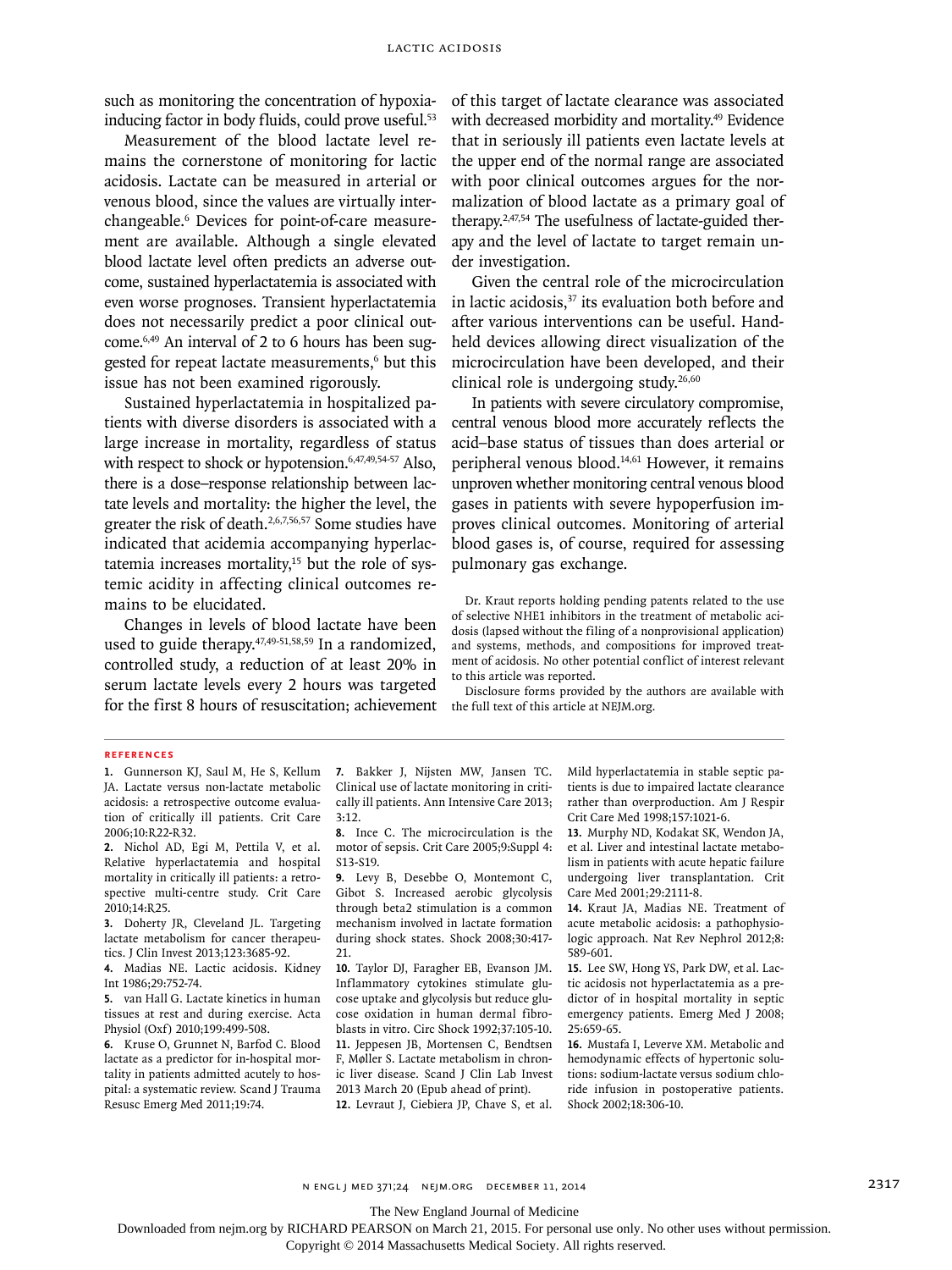such as monitoring the concentration of hypoxia-inducing factor in body fluids, could prove useful.[53]

Measurement of the blood lactate level remains the cornerstone of monitoring for lactic acidosis. Lactate can be measured in arterial or venous blood, since the values are virtually interchangeable.[6] Devices for point-of-care measurement are available. Although a single elevated blood lactate level often predicts an adverse outcome, sustained hyperlactatemia is associated with even worse prognoses. Transient hyperlactatemia does not necessarily predict a poor clinical outcome.[6,49] An interval of 2 to 6 hours has been suggested for repeat lactate measurements,[6] but this issue has not been examined rigorously.

Sustained hyperlactatemia in hospitalized patients with diverse disorders is associated with a large increase in mortality, regardless of status with respect to shock or hypotension.[6,47,49,54-57] Also, there is a dose–response relationship between lactate levels and mortality: the higher the level, the greater the risk of death.[2,6,7,56,57] Some studies have indicated that acidemia accompanying hyperlactatemia increases mortality,[15] but the role of systemic acidity in affecting clinical outcomes remains to be elucidated.

Changes in levels of blood lactate have been used to guide therapy.[47,49-51,58,59] In a randomized, controlled study, a reduction of at least 20% in serum lactate levels every 2 hours was targeted for the first 8 hours of resuscitation; achievement of this target of lactate clearance was associated with decreased morbidity and mortality.[49] Evidence that in seriously ill patients even lactate levels at the upper end of the normal range are associated with poor clinical outcomes argues for the normalization of blood lactate as a primary goal of therapy.[2,47,54] The usefulness of lactate-guided therapy and the level of lactate to target remain under investigation.

Given the central role of the microcirculation in lactic acidosis,[37] its evaluation both before and after various interventions can be useful. Handheld devices allowing direct visualization of the microcirculation have been developed, and their clinical role is undergoing study.[26,60]

In patients with severe circulatory compromise, central venous blood more accurately reflects the acid–base status of tissues than does arterial or peripheral venous blood.[14,61] However, it remains unproven whether monitoring central venous blood gases in patients with severe hypoperfusion improves clinical outcomes. Monitoring of arterial blood gases is, of course, required for assessing pulmonary gas exchange.

Dr. Kraut reports holding pending patents related to the use of selective NHE1 inhibitors in the treatment of metabolic acidosis (lapsed without the filing of a nonprovisional application) and systems, methods, and compositions for improved treatment of acidosis. No other potential conflict of interest relevant to this article was reported.

Disclosure forms provided by the authors are available with the full text of this article at NEJM.org.

## References

1. Gunnerson KJ, Saul M, He S, Kellum JA. Lactate versus non-lactate metabolic acidosis: a retrospective outcome evaluation of critically ill patients. Crit Care 2006;10:R22-R32.
2. Nichol AD, Egi M, Pettila V, et al. Relative hyperlactatemia and hospital mortality in critically ill patients: a retrospective multi-centre study. Crit Care 2010;14:R25.
3. Doherty JR, Cleveland JL. Targeting lactate metabolism for cancer therapeutics. J Clin Invest 2013;123:3685-92.
4. Madias NE. Lactic acidosis. Kidney Int 1986;29:752-74.
5. van Hall G. Lactate kinetics in human tissues at rest and during exercise. Acta Physiol (Oxf) 2010;199:499-508.
6. Kruse O, Grunnet N, Barfod C. Blood lactate as a predictor for in-hospital mortality in patients admitted acutely to hospital: a systematic review. Scand J Trauma Resusc Emerg Med 2011;19:74.
7. Bakker J, Nijsten MW, Jansen TC. Clinical use of lactate monitoring in critically ill patients. Ann Intensive Care 2013;3:12.
8. Ince C. The microcirculation is the motor of sepsis. Crit Care 2005;9:Suppl 4:S13-S19.
9. Levy B, Desebbe O, Montemont C, Gibot S. Increased aerobic glycolysis through beta2 stimulation is a common mechanism involved in lactate formation during shock states. Shock 2008;30:417-21.
10. Taylor DJ, Faragher EB, Evanson JM. Inflammatory cytokines stimulate glucose uptake and glycolysis but reduce glucose oxidation in human dermal fibroblasts in vitro. Circ Shock 1992;37:105-10.
11. Jeppesen JB, Mortensen C, Bendtsen F, Møller S. Lactate metabolism in chronic liver disease. Scand J Clin Lab Invest 2013 March 20 (Epub ahead of print).
12. Levraut J, Ciebiera JP, Chave S, et al. Mild hyperlactatemia in stable septic patients is due to impaired lactate clearance rather than overproduction. Am J Respir Crit Care Med 1998;157:1021-6.
13. Murphy ND, Kodakat SK, Wendon JA, et al. Liver and intestinal lactate metabolism in patients with acute hepatic failure undergoing liver transplantation. Crit Care Med 2001;29:2111-8.
14. Kraut JA, Madias NE. Treatment of acute metabolic acidosis: a pathophysiologic approach. Nat Rev Nephrol 2012;8:589-601.
15. Lee SW, Hong YS, Park DW, et al. Lactic acidosis not hyperlactatemia as a predictor of in hospital mortality in septic emergency patients. Emerg Med J 2008;25:659-65.
16. Mustafa I, Leverve XM. Metabolic and hemodynamic effects of hypertonic solutions: sodium-lactate versus sodium chloride infusion in postoperative patients. Shock 2002;18:306-10.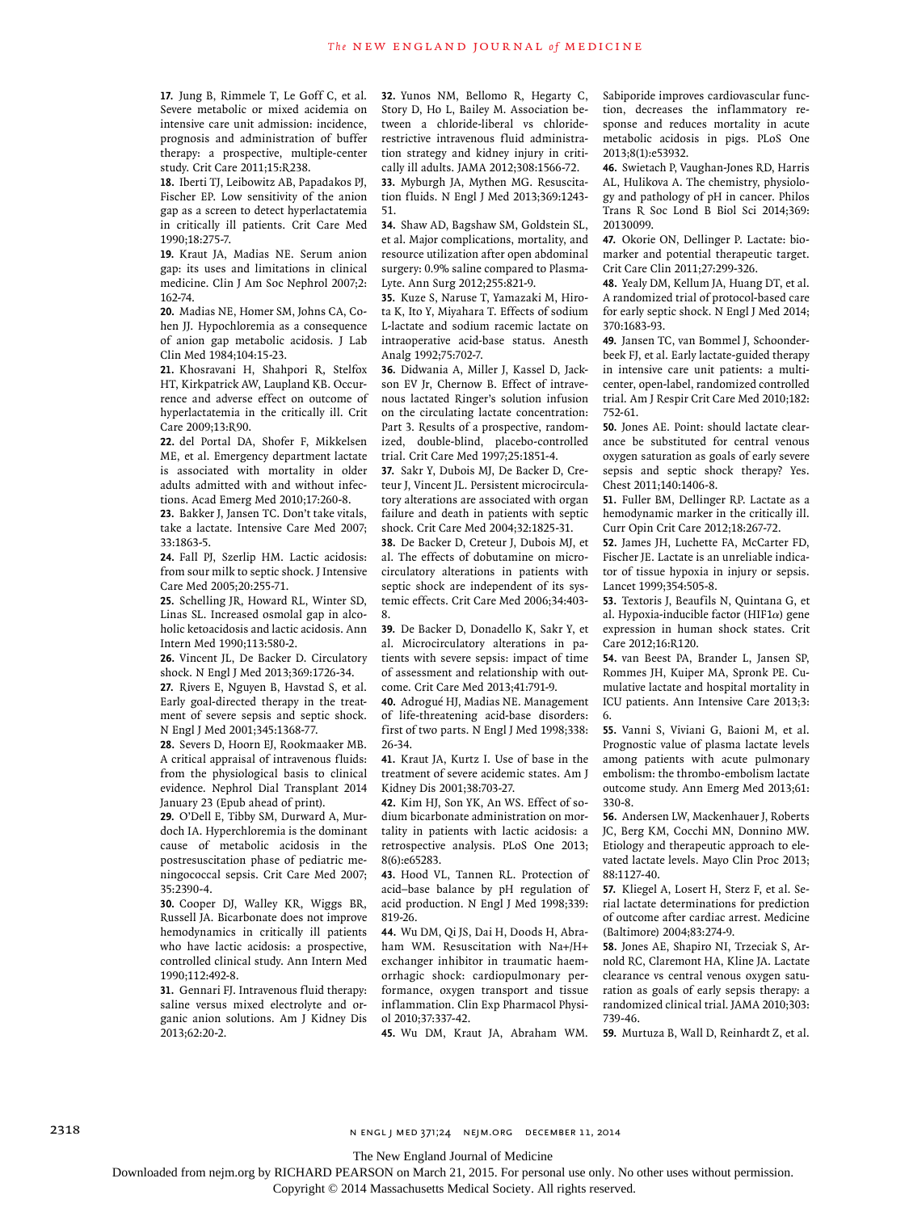17. Jung B, Rimmele T, Le Goff C, et al. Severe metabolic or mixed acidemia on intensive care unit admission: incidence, prognosis and administration of buffer therapy: a prospective, multiple-center study. Crit Care 2011;15:R238.

18. Iberti TJ, Leibowitz AB, Papadakos PJ, Fischer EP. Low sensitivity of the anion gap as a screen to detect hyperlactatemia in critically ill patients. Crit Care Med 1990;18:275-7.

19. Kraut JA, Madias NE. Serum anion gap: its uses and limitations in clinical medicine. Clin J Am Soc Nephrol 2007;2:162-74.

20. Madias NE, Homer SM, Johns CA, Cohen JJ. Hypochloremia as a consequence of anion gap metabolic acidosis. J Lab Clin Med 1984;104:15-23.

21. Khosravani H, Shahpori R, Stelfox HT, Kirkpatrick AW, Laupland KB. Occurrence and adverse effect on outcome of hyperlactatemia in the critically ill. Crit Care 2009;13:R90.

22. del Portal DA, Shofer F, Mikkelsen ME, et al. Emergency department lactate is associated with mortality in older adults admitted with and without infections. Acad Emerg Med 2010;17:260-8.

23. Bakker J, Jansen TC. Don't take vitals, take a lactate. Intensive Care Med 2007;33:1863-5.

24. Fall PJ, Szerlip HM. Lactic acidosis: from sour milk to septic shock. J Intensive Care Med 2005;20:255-71.

25. Schelling JR, Howard RL, Winter SD, Linas SL. Increased osmolal gap in alcoholic ketoacidosis and lactic acidosis. Ann Intern Med 1990;113:580-2.

26. Vincent JL, De Backer D. Circulatory shock. N Engl J Med 2013;369:1726-34.

27. Rivers E, Nguyen B, Havstad S, et al. Early goal-directed therapy in the treatment of severe sepsis and septic shock. N Engl J Med 2001;345:1368-77.

28. Severs D, Hoorn EJ, Rookmaaker MB. A critical appraisal of intravenous fluids: from the physiological basis to clinical evidence. Nephrol Dial Transplant 2014 January 23 (Epub ahead of print).

29. O'Dell E, Tibby SM, Durward A, Murdoch IA. Hyperchloremia is the dominant cause of metabolic acidosis in the postresuscitation phase of pediatric meningococcal sepsis. Crit Care Med 2007;35:2390-4.

30. Cooper DJ, Walley KR, Wiggs BR, Russell JA. Bicarbonate does not improve hemodynamics in critically ill patients who have lactic acidosis: a prospective, controlled clinical study. Ann Intern Med 1990;112:492-8.

31. Gennari FJ. Intravenous fluid therapy: saline versus mixed electrolyte and organic anion solutions. Am J Kidney Dis 2013;62:20-2.

32. Yunos NM, Bellomo R, Hegarty C, Story D, Ho L, Bailey M. Association between a chloride-liberal vs chloride-restrictive intravenous fluid administration strategy and kidney injury in critically ill adults. JAMA 2012;308:1566-72.

33. Myburgh JA, Mythen MG. Resuscitation fluids. N Engl J Med 2013;369:1243-51.

34. Shaw AD, Bagshaw SM, Goldstein SL, et al. Major complications, mortality, and resource utilization after open abdominal surgery: 0.9% saline compared to Plasma-Lyte. Ann Surg 2012;255:821-9.

35. Kuze S, Naruse T, Yamazaki M, Hirota K, Ito Y, Miyahara T. Effects of sodium L-lactate and sodium racemic lactate on intraoperative acid-base status. Anesth Analg 1992;75:702-7.

36. Didwania A, Miller J, Kassel D, Jackson EV Jr, Chernow B. Effect of intravenous lactated Ringer's solution infusion on the circulating lactate concentration: Part 3. Results of a prospective, randomized, double-blind, placebo-controlled trial. Crit Care Med 1997;25:1851-4.

37. Sakr Y, Dubois MJ, De Backer D, Creteur J, Vincent JL. Persistent microcirculatory alterations are associated with organ failure and death in patients with septic shock. Crit Care Med 2004;32:1825-31.

38. De Backer D, Creteur J, Dubois MJ, et al. The effects of dobutamine on microcirculatory alterations in patients with septic shock are independent of its systemic effects. Crit Care Med 2006;34:403-8.

39. De Backer D, Donadello K, Sakr Y, et al. Microcirculatory alterations in patients with severe sepsis: impact of time of assessment and relationship with outcome. Crit Care Med 2013;41:791-9.

40. Adrogué HJ, Madias NE. Management of life-threatening acid-base disorders: first of two parts. N Engl J Med 1998;338:26-34.

41. Kraut JA, Kurtz I. Use of base in the treatment of severe acidemic states. Am J Kidney Dis 2001;38:703-27.

42. Kim HJ, Son YK, An WS. Effect of sodium bicarbonate administration on mortality in patients with lactic acidosis: a retrospective analysis. PLoS One 2013;8(6):e65283.

43. Hood VL, Tannen RL. Protection of acid–base balance by pH regulation of acid production. N Engl J Med 1998;339:819-26.

44. Wu DM, Qi JS, Dai H, Doods H, Abraham WM. Resuscitation with Na+/H+ exchanger inhibitor in traumatic haemorrhagic shock: cardiopulmonary performance, oxygen transport and tissue inflammation. Clin Exp Pharmacol Physiol 2010;37:337-42.

45. Wu DM, Kraut JA, Abraham WM. Sabiporide improves cardiovascular function, decreases the inflammatory response and reduces mortality in acute metabolic acidosis in pigs. PLoS One 2013;8(1):e53932.

46. Swietach P, Vaughan-Jones RD, Harris AL, Hulikova A. The chemistry, physiology and pathology of pH in cancer. Philos Trans R Soc Lond B Biol Sci 2014;369:20130099.

47. Okorie ON, Dellinger P. Lactate: biomarker and potential therapeutic target. Crit Care Clin 2011;27:299-326.

48. Yealy DM, Kellum JA, Huang DT, et al. A randomized trial of protocol-based care for early septic shock. N Engl J Med 2014;370:1683-93.

49. Jansen TC, van Bommel J, Schoonderbeek FJ, et al. Early lactate-guided therapy in intensive care unit patients: a multicenter, open-label, randomized controlled trial. Am J Respir Crit Care Med 2010;182:752-61.

50. Jones AE. Point: should lactate clearance be substituted for central venous oxygen saturation as goals of early severe sepsis and septic shock therapy? Yes. Chest 2011;140:1406-8.

51. Fuller BM, Dellinger RP. Lactate as a hemodynamic marker in the critically ill. Curr Opin Crit Care 2012;18:267-72.

52. James JH, Luchette FA, McCarter FD, Fischer JE. Lactate is an unreliable indicator of tissue hypoxia in injury or sepsis. Lancet 1999;354:505-8.

53. Textoris J, Beaufils N, Quintana G, et al. Hypoxia-inducible factor (HIF1α) gene expression in human shock states. Crit Care 2012;16:R120.

54. van Beest PA, Brander L, Jansen SP, Rommes JH, Kuiper MA, Spronk PE. Cumulative lactate and hospital mortality in ICU patients. Ann Intensive Care 2013;3:6.

55. Vanni S, Viviani G, Baioni M, et al. Prognostic value of plasma lactate levels among patients with acute pulmonary embolism: the thrombo-embolism lactate outcome study. Ann Emerg Med 2013;61:330-8.

56. Andersen LW, Mackenhauer J, Roberts JC, Berg KM, Cocchi MN, Donnino MW. Etiology and therapeutic approach to elevated lactate levels. Mayo Clin Proc 2013;88:1127-40.

57. Kliegel A, Losert H, Sterz F, et al. Serial lactate determinations for prediction of outcome after cardiac arrest. Medicine (Baltimore) 2004;83:274-9.

58. Jones AE, Shapiro NI, Trzeciak S, Arnold RC, Claremont HA, Kline JA. Lactate clearance vs central venous oxygen saturation as goals of early sepsis therapy: a randomized clinical trial. JAMA 2010;303:739-46.

59. Murtuza B, Wall D, Reinhardt Z, et al.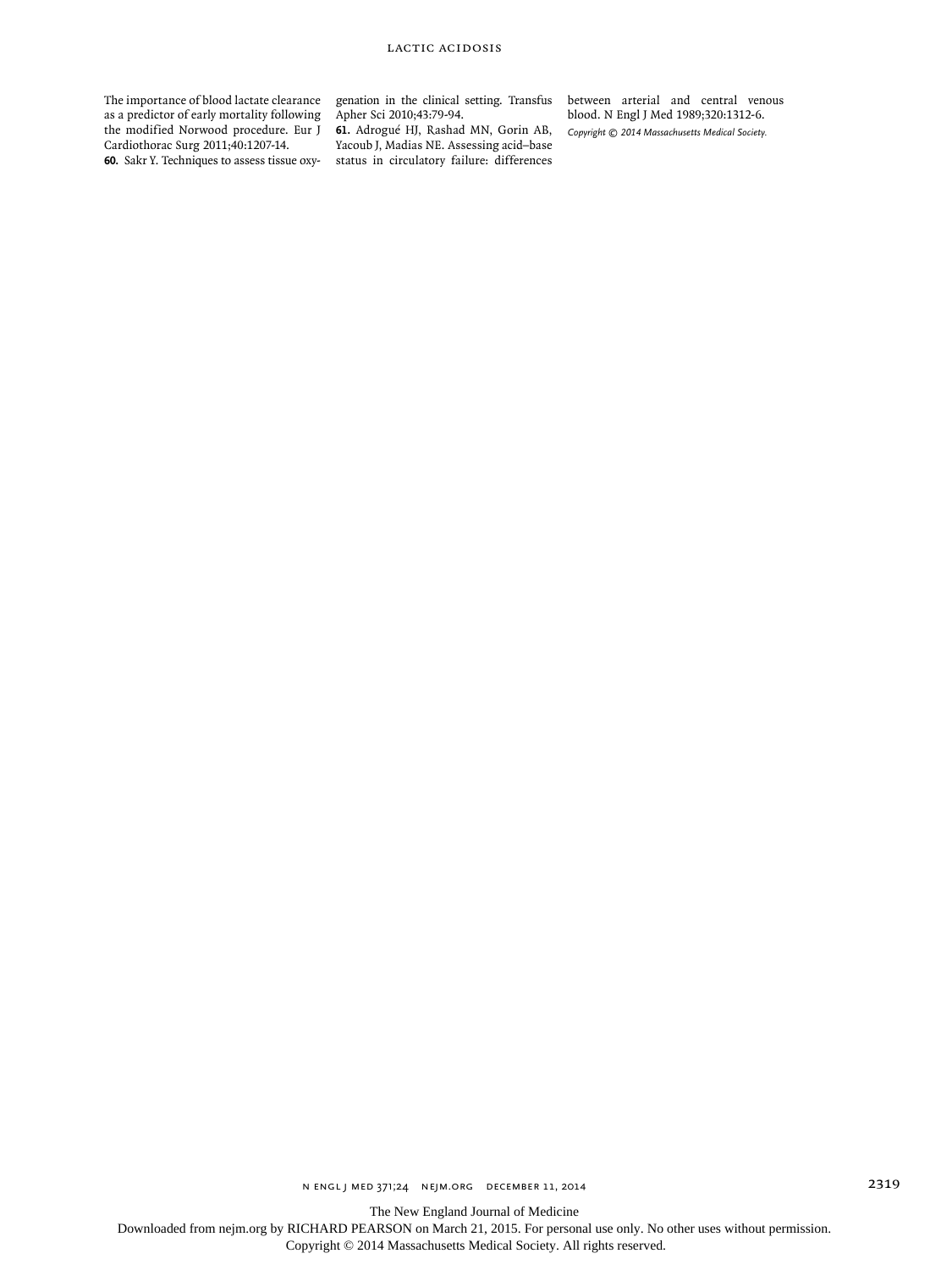The importance of blood lactate clearance as a predictor of early mortality following the modified Norwood procedure. Eur J Cardiothorac Surg 2011;40:1207-14.

**60.** Sakr Y. Techniques to assess tissue oxygenation in the clinical setting. Transfus Apher Sci 2010;43:79-94.

**61.** Adrogué HJ, Rashad MN, Gorin AB, Yacoub J, Madias NE. Assessing acid–base status in circulatory failure: differences between arterial and central venous blood. N Engl J Med 1989;320:1312-6.

*Copyright © 2014 Massachusetts Medical Society.*